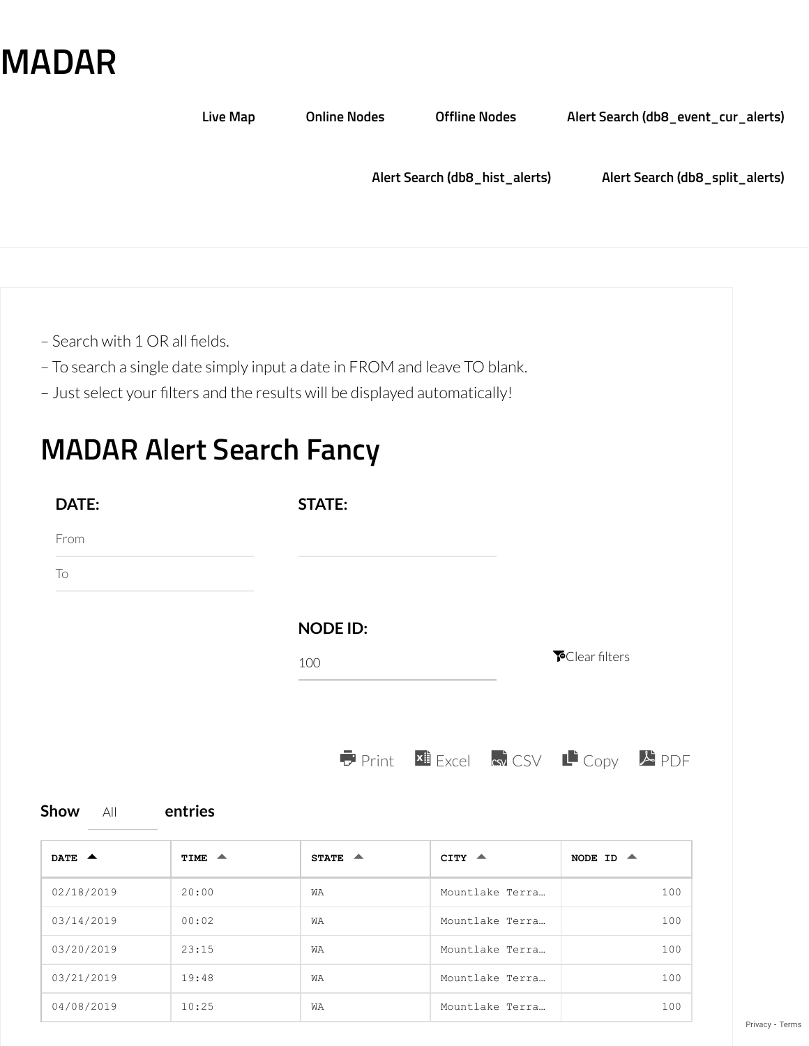# MADAR

Live Map | Online Nodes | Offline Nodes | Alert Search (db8_event_cur_alerts)

Alert Search (db8_hist_alerts) | Alert Search (db8_split_alerts)

– Search with 1 OR all fields.
– To search a single date simply input a date in FROM and leave TO blank.
– Just select your filters and the results will be displayed automatically!

## MADAR Alert Search Fancy

**DATE:**

From

To

**STATE:**

**NODE ID:**

100

Clear filters

Print Excel CSV Copy PDF

**Show** All **entries**

| DATE | TIME | STATE | CITY | NODE ID |
|---|---|---|---|---|
| 02/18/2019 | 20:00 | WA | Mountlake Terra… | 100 |
| 03/14/2019 | 00:02 | WA | Mountlake Terra… | 100 |
| 03/20/2019 | 23:15 | WA | Mountlake Terra… | 100 |
| 03/21/2019 | 19:48 | WA | Mountlake Terra… | 100 |
| 04/08/2019 | 10:25 | WA | Mountlake Terra… | 100 |

Privacy - Terms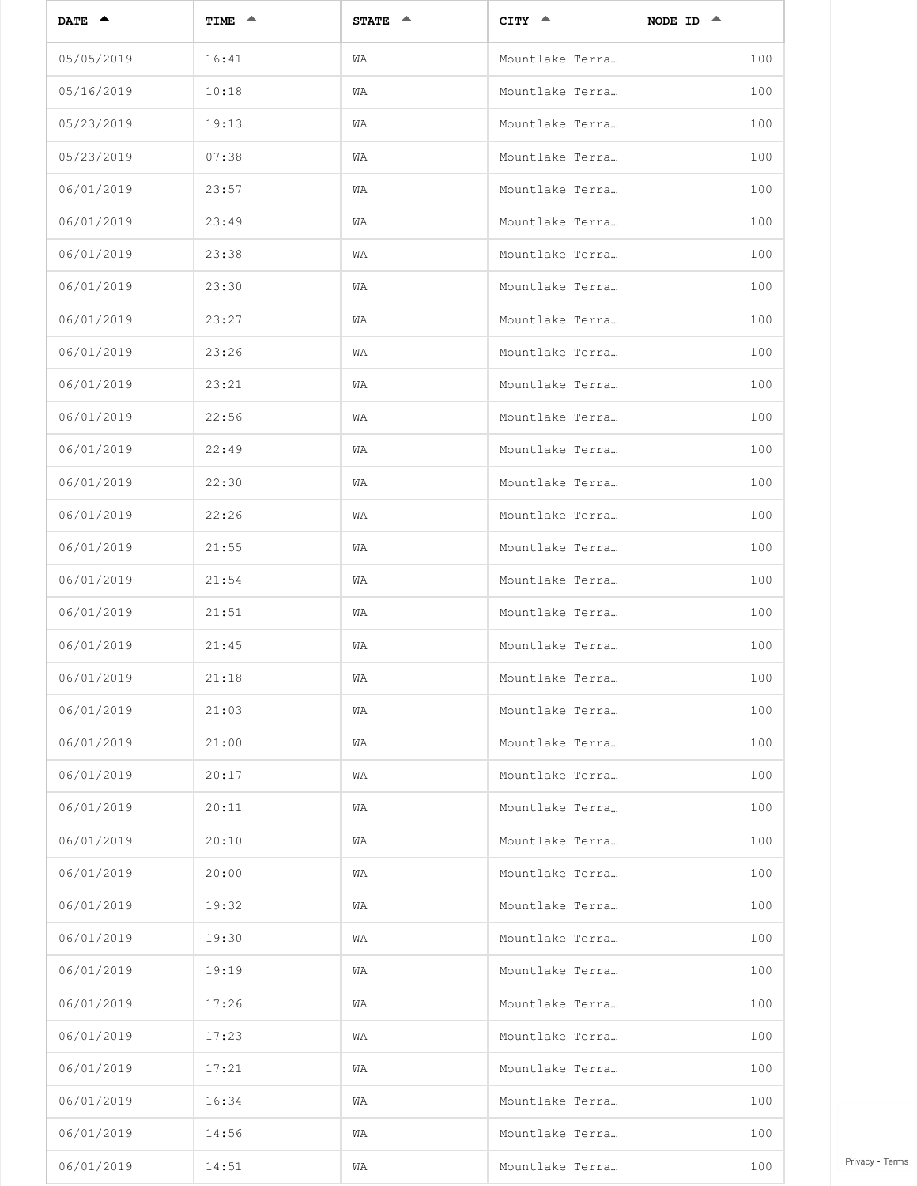| DATE | TIME | STATE | CITY | NODE ID |
| --- | --- | --- | --- | --- |
| 05/05/2019 | 16:41 | WA | Mountlake Terra… | 100 |
| 05/16/2019 | 10:18 | WA | Mountlake Terra… | 100 |
| 05/23/2019 | 19:13 | WA | Mountlake Terra… | 100 |
| 05/23/2019 | 07:38 | WA | Mountlake Terra… | 100 |
| 06/01/2019 | 23:57 | WA | Mountlake Terra… | 100 |
| 06/01/2019 | 23:49 | WA | Mountlake Terra… | 100 |
| 06/01/2019 | 23:38 | WA | Mountlake Terra… | 100 |
| 06/01/2019 | 23:30 | WA | Mountlake Terra… | 100 |
| 06/01/2019 | 23:27 | WA | Mountlake Terra… | 100 |
| 06/01/2019 | 23:26 | WA | Mountlake Terra… | 100 |
| 06/01/2019 | 23:21 | WA | Mountlake Terra… | 100 |
| 06/01/2019 | 22:56 | WA | Mountlake Terra… | 100 |
| 06/01/2019 | 22:49 | WA | Mountlake Terra… | 100 |
| 06/01/2019 | 22:30 | WA | Mountlake Terra… | 100 |
| 06/01/2019 | 22:26 | WA | Mountlake Terra… | 100 |
| 06/01/2019 | 21:55 | WA | Mountlake Terra… | 100 |
| 06/01/2019 | 21:54 | WA | Mountlake Terra… | 100 |
| 06/01/2019 | 21:51 | WA | Mountlake Terra… | 100 |
| 06/01/2019 | 21:45 | WA | Mountlake Terra… | 100 |
| 06/01/2019 | 21:18 | WA | Mountlake Terra… | 100 |
| 06/01/2019 | 21:03 | WA | Mountlake Terra… | 100 |
| 06/01/2019 | 21:00 | WA | Mountlake Terra… | 100 |
| 06/01/2019 | 20:17 | WA | Mountlake Terra… | 100 |
| 06/01/2019 | 20:11 | WA | Mountlake Terra… | 100 |
| 06/01/2019 | 20:10 | WA | Mountlake Terra… | 100 |
| 06/01/2019 | 20:00 | WA | Mountlake Terra… | 100 |
| 06/01/2019 | 19:32 | WA | Mountlake Terra… | 100 |
| 06/01/2019 | 19:30 | WA | Mountlake Terra… | 100 |
| 06/01/2019 | 19:19 | WA | Mountlake Terra… | 100 |
| 06/01/2019 | 17:26 | WA | Mountlake Terra… | 100 |
| 06/01/2019 | 17:23 | WA | Mountlake Terra… | 100 |
| 06/01/2019 | 17:21 | WA | Mountlake Terra… | 100 |
| 06/01/2019 | 16:34 | WA | Mountlake Terra… | 100 |
| 06/01/2019 | 14:56 | WA | Mountlake Terra… | 100 |
| 06/01/2019 | 14:51 | WA | Mountlake Terra… | 100 |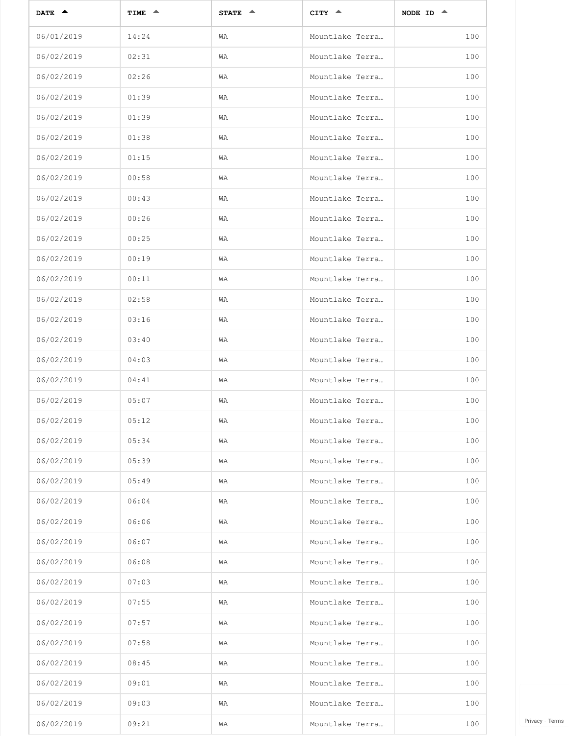| DATE | TIME | STATE | CITY | NODE ID |
| --- | --- | --- | --- | --- |
| 06/01/2019 | 14:24 | WA | Mountlake Terra… | 100 |
| 06/02/2019 | 02:31 | WA | Mountlake Terra… | 100 |
| 06/02/2019 | 02:26 | WA | Mountlake Terra… | 100 |
| 06/02/2019 | 01:39 | WA | Mountlake Terra… | 100 |
| 06/02/2019 | 01:39 | WA | Mountlake Terra… | 100 |
| 06/02/2019 | 01:38 | WA | Mountlake Terra… | 100 |
| 06/02/2019 | 01:15 | WA | Mountlake Terra… | 100 |
| 06/02/2019 | 00:58 | WA | Mountlake Terra… | 100 |
| 06/02/2019 | 00:43 | WA | Mountlake Terra… | 100 |
| 06/02/2019 | 00:26 | WA | Mountlake Terra… | 100 |
| 06/02/2019 | 00:25 | WA | Mountlake Terra… | 100 |
| 06/02/2019 | 00:19 | WA | Mountlake Terra… | 100 |
| 06/02/2019 | 00:11 | WA | Mountlake Terra… | 100 |
| 06/02/2019 | 02:58 | WA | Mountlake Terra… | 100 |
| 06/02/2019 | 03:16 | WA | Mountlake Terra… | 100 |
| 06/02/2019 | 03:40 | WA | Mountlake Terra… | 100 |
| 06/02/2019 | 04:03 | WA | Mountlake Terra… | 100 |
| 06/02/2019 | 04:41 | WA | Mountlake Terra… | 100 |
| 06/02/2019 | 05:07 | WA | Mountlake Terra… | 100 |
| 06/02/2019 | 05:12 | WA | Mountlake Terra… | 100 |
| 06/02/2019 | 05:34 | WA | Mountlake Terra… | 100 |
| 06/02/2019 | 05:39 | WA | Mountlake Terra… | 100 |
| 06/02/2019 | 05:49 | WA | Mountlake Terra… | 100 |
| 06/02/2019 | 06:04 | WA | Mountlake Terra… | 100 |
| 06/02/2019 | 06:06 | WA | Mountlake Terra… | 100 |
| 06/02/2019 | 06:07 | WA | Mountlake Terra… | 100 |
| 06/02/2019 | 06:08 | WA | Mountlake Terra… | 100 |
| 06/02/2019 | 07:03 | WA | Mountlake Terra… | 100 |
| 06/02/2019 | 07:55 | WA | Mountlake Terra… | 100 |
| 06/02/2019 | 07:57 | WA | Mountlake Terra… | 100 |
| 06/02/2019 | 07:58 | WA | Mountlake Terra… | 100 |
| 06/02/2019 | 08:45 | WA | Mountlake Terra… | 100 |
| 06/02/2019 | 09:01 | WA | Mountlake Terra… | 100 |
| 06/02/2019 | 09:03 | WA | Mountlake Terra… | 100 |
| 06/02/2019 | 09:21 | WA | Mountlake Terra… | 100 |

Privacy - Terms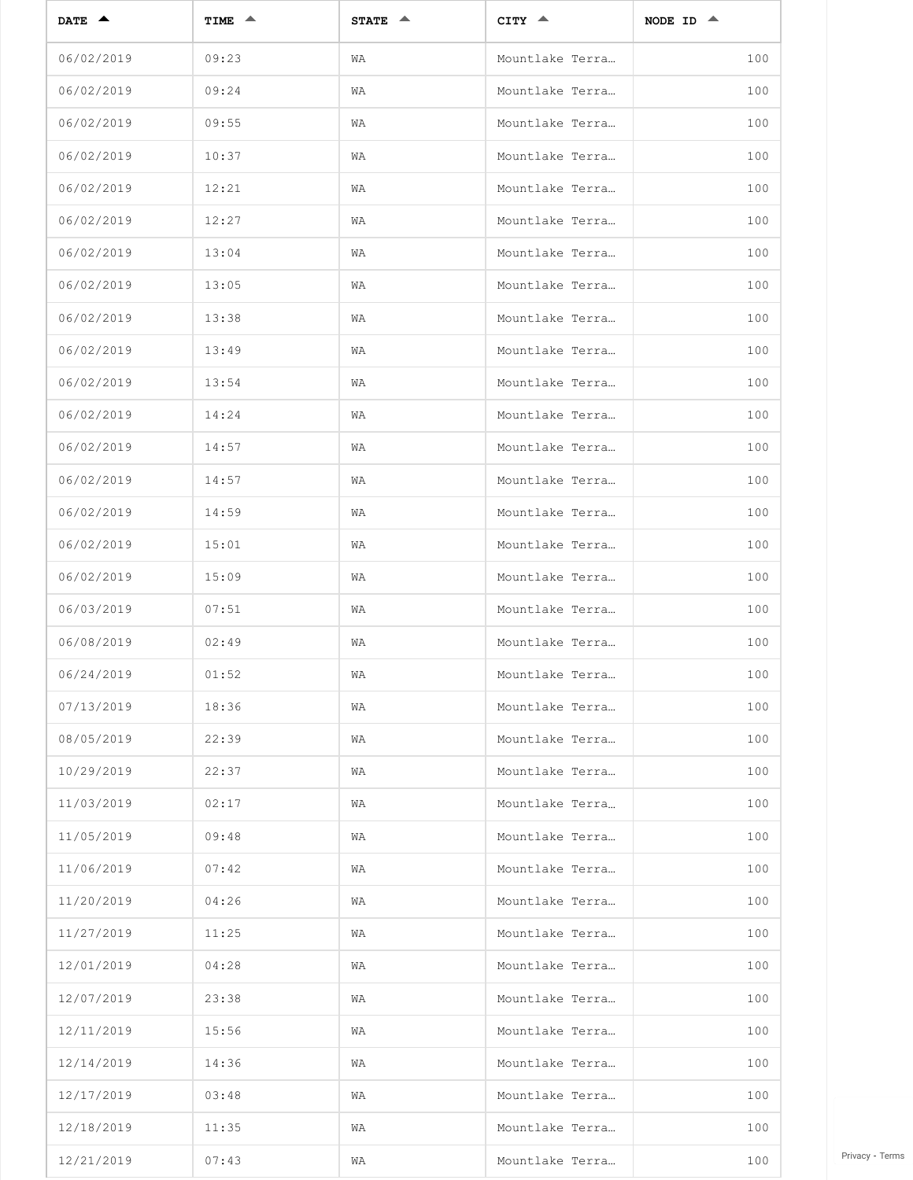| DATE | TIME | STATE | CITY | NODE ID |
| --- | --- | --- | --- | --- |
| 06/02/2019 | 09:23 | WA | Mountlake Terra… | 100 |
| 06/02/2019 | 09:24 | WA | Mountlake Terra… | 100 |
| 06/02/2019 | 09:55 | WA | Mountlake Terra… | 100 |
| 06/02/2019 | 10:37 | WA | Mountlake Terra… | 100 |
| 06/02/2019 | 12:21 | WA | Mountlake Terra… | 100 |
| 06/02/2019 | 12:27 | WA | Mountlake Terra… | 100 |
| 06/02/2019 | 13:04 | WA | Mountlake Terra… | 100 |
| 06/02/2019 | 13:05 | WA | Mountlake Terra… | 100 |
| 06/02/2019 | 13:38 | WA | Mountlake Terra… | 100 |
| 06/02/2019 | 13:49 | WA | Mountlake Terra… | 100 |
| 06/02/2019 | 13:54 | WA | Mountlake Terra… | 100 |
| 06/02/2019 | 14:24 | WA | Mountlake Terra… | 100 |
| 06/02/2019 | 14:57 | WA | Mountlake Terra… | 100 |
| 06/02/2019 | 14:57 | WA | Mountlake Terra… | 100 |
| 06/02/2019 | 14:59 | WA | Mountlake Terra… | 100 |
| 06/02/2019 | 15:01 | WA | Mountlake Terra… | 100 |
| 06/02/2019 | 15:09 | WA | Mountlake Terra… | 100 |
| 06/03/2019 | 07:51 | WA | Mountlake Terra… | 100 |
| 06/08/2019 | 02:49 | WA | Mountlake Terra… | 100 |
| 06/24/2019 | 01:52 | WA | Mountlake Terra… | 100 |
| 07/13/2019 | 18:36 | WA | Mountlake Terra… | 100 |
| 08/05/2019 | 22:39 | WA | Mountlake Terra… | 100 |
| 10/29/2019 | 22:37 | WA | Mountlake Terra… | 100 |
| 11/03/2019 | 02:17 | WA | Mountlake Terra… | 100 |
| 11/05/2019 | 09:48 | WA | Mountlake Terra… | 100 |
| 11/06/2019 | 07:42 | WA | Mountlake Terra… | 100 |
| 11/20/2019 | 04:26 | WA | Mountlake Terra… | 100 |
| 11/27/2019 | 11:25 | WA | Mountlake Terra… | 100 |
| 12/01/2019 | 04:28 | WA | Mountlake Terra… | 100 |
| 12/07/2019 | 23:38 | WA | Mountlake Terra… | 100 |
| 12/11/2019 | 15:56 | WA | Mountlake Terra… | 100 |
| 12/14/2019 | 14:36 | WA | Mountlake Terra… | 100 |
| 12/17/2019 | 03:48 | WA | Mountlake Terra… | 100 |
| 12/18/2019 | 11:35 | WA | Mountlake Terra… | 100 |
| 12/21/2019 | 07:43 | WA | Mountlake Terra… | 100 |

Privacy - Terms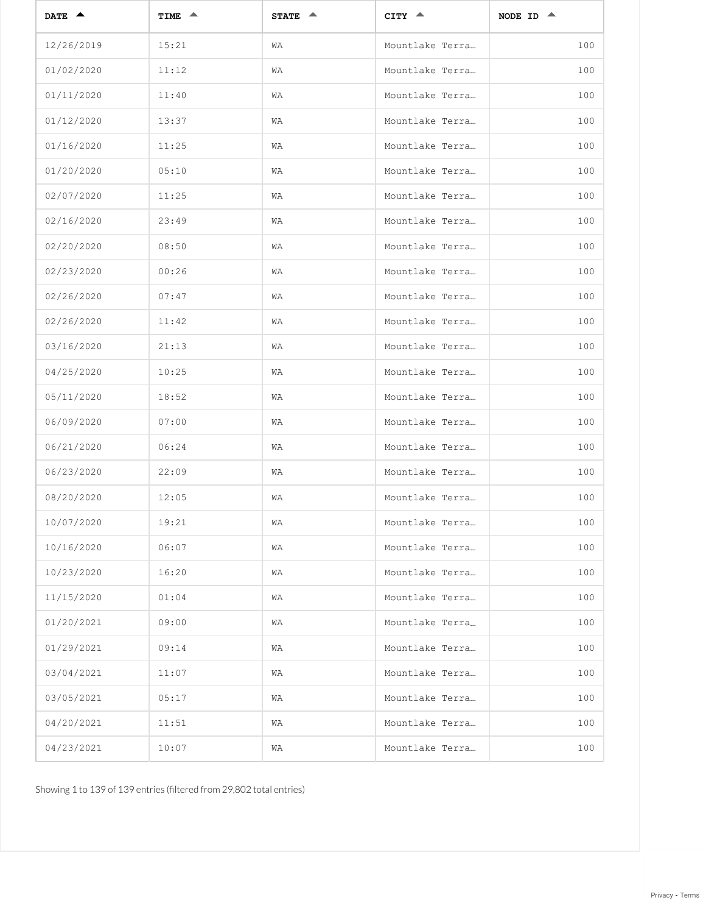| DATE | TIME | STATE | CITY | NODE ID |
|---|---|---|---|---|
| 12/26/2019 | 15:21 | WA | Mountlake Terra… | 100 |
| 01/02/2020 | 11:12 | WA | Mountlake Terra… | 100 |
| 01/11/2020 | 11:40 | WA | Mountlake Terra… | 100 |
| 01/12/2020 | 13:37 | WA | Mountlake Terra… | 100 |
| 01/16/2020 | 11:25 | WA | Mountlake Terra… | 100 |
| 01/20/2020 | 05:10 | WA | Mountlake Terra… | 100 |
| 02/07/2020 | 11:25 | WA | Mountlake Terra… | 100 |
| 02/16/2020 | 23:49 | WA | Mountlake Terra… | 100 |
| 02/20/2020 | 08:50 | WA | Mountlake Terra… | 100 |
| 02/23/2020 | 00:26 | WA | Mountlake Terra… | 100 |
| 02/26/2020 | 07:47 | WA | Mountlake Terra… | 100 |
| 02/26/2020 | 11:42 | WA | Mountlake Terra… | 100 |
| 03/16/2020 | 21:13 | WA | Mountlake Terra… | 100 |
| 04/25/2020 | 10:25 | WA | Mountlake Terra… | 100 |
| 05/11/2020 | 18:52 | WA | Mountlake Terra… | 100 |
| 06/09/2020 | 07:00 | WA | Mountlake Terra… | 100 |
| 06/21/2020 | 06:24 | WA | Mountlake Terra… | 100 |
| 06/23/2020 | 22:09 | WA | Mountlake Terra… | 100 |
| 08/20/2020 | 12:05 | WA | Mountlake Terra… | 100 |
| 10/07/2020 | 19:21 | WA | Mountlake Terra… | 100 |
| 10/16/2020 | 06:07 | WA | Mountlake Terra… | 100 |
| 10/23/2020 | 16:20 | WA | Mountlake Terra… | 100 |
| 11/15/2020 | 01:04 | WA | Mountlake Terra… | 100 |
| 01/20/2021 | 09:00 | WA | Mountlake Terra… | 100 |
| 01/29/2021 | 09:14 | WA | Mountlake Terra… | 100 |
| 03/04/2021 | 11:07 | WA | Mountlake Terra… | 100 |
| 03/05/2021 | 05:17 | WA | Mountlake Terra… | 100 |
| 04/20/2021 | 11:51 | WA | Mountlake Terra… | 100 |
| 04/23/2021 | 10:07 | WA | Mountlake Terra… | 100 |

Showing 1 to 139 of 139 entries (filtered from 29,802 total entries)

Privacy - Terms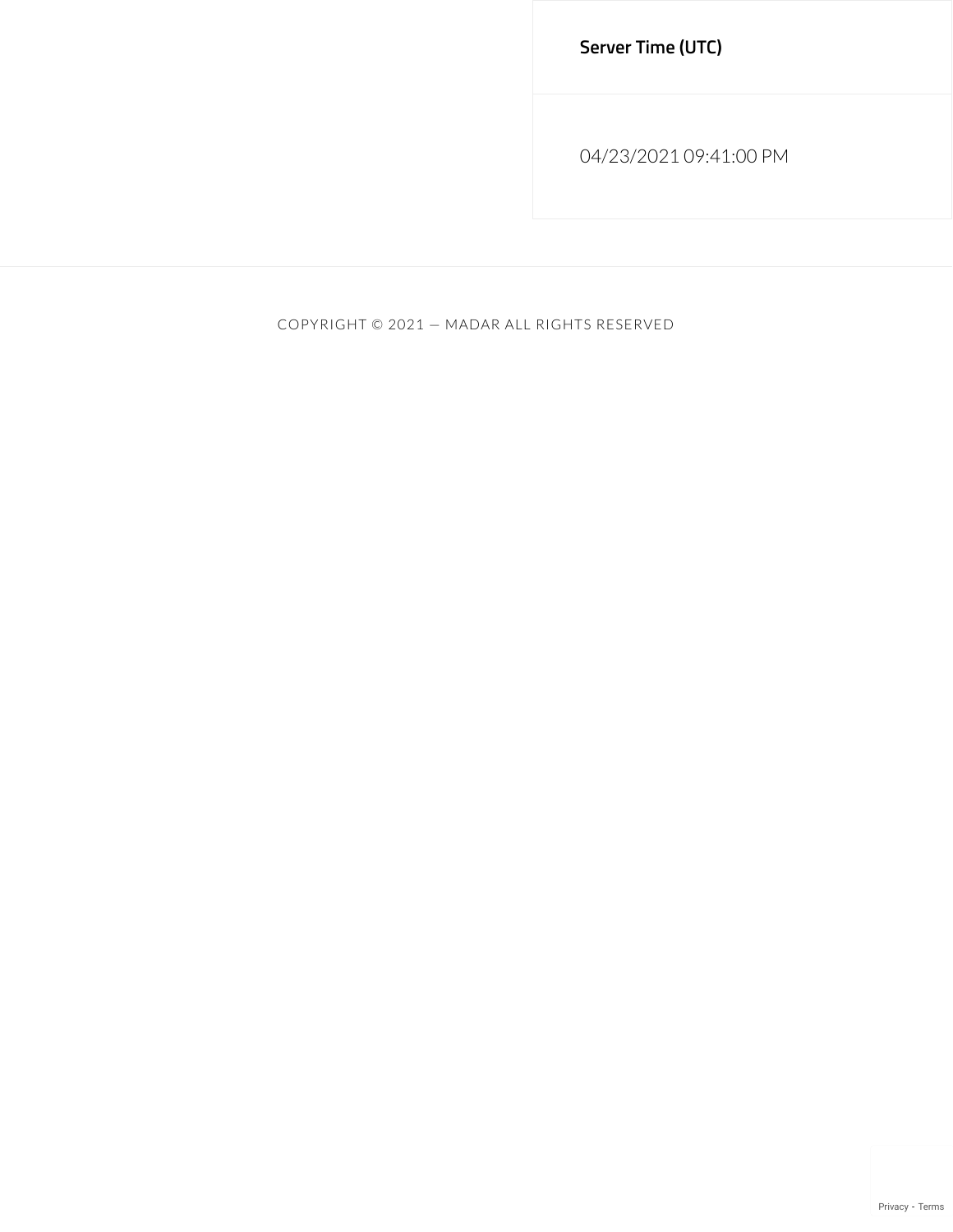**Server Time (UTC)**

04/23/2021 09:41:00 PM

COPYRIGHT © 2021 — MADAR ALL RIGHTS RESERVED

Privacy - Terms